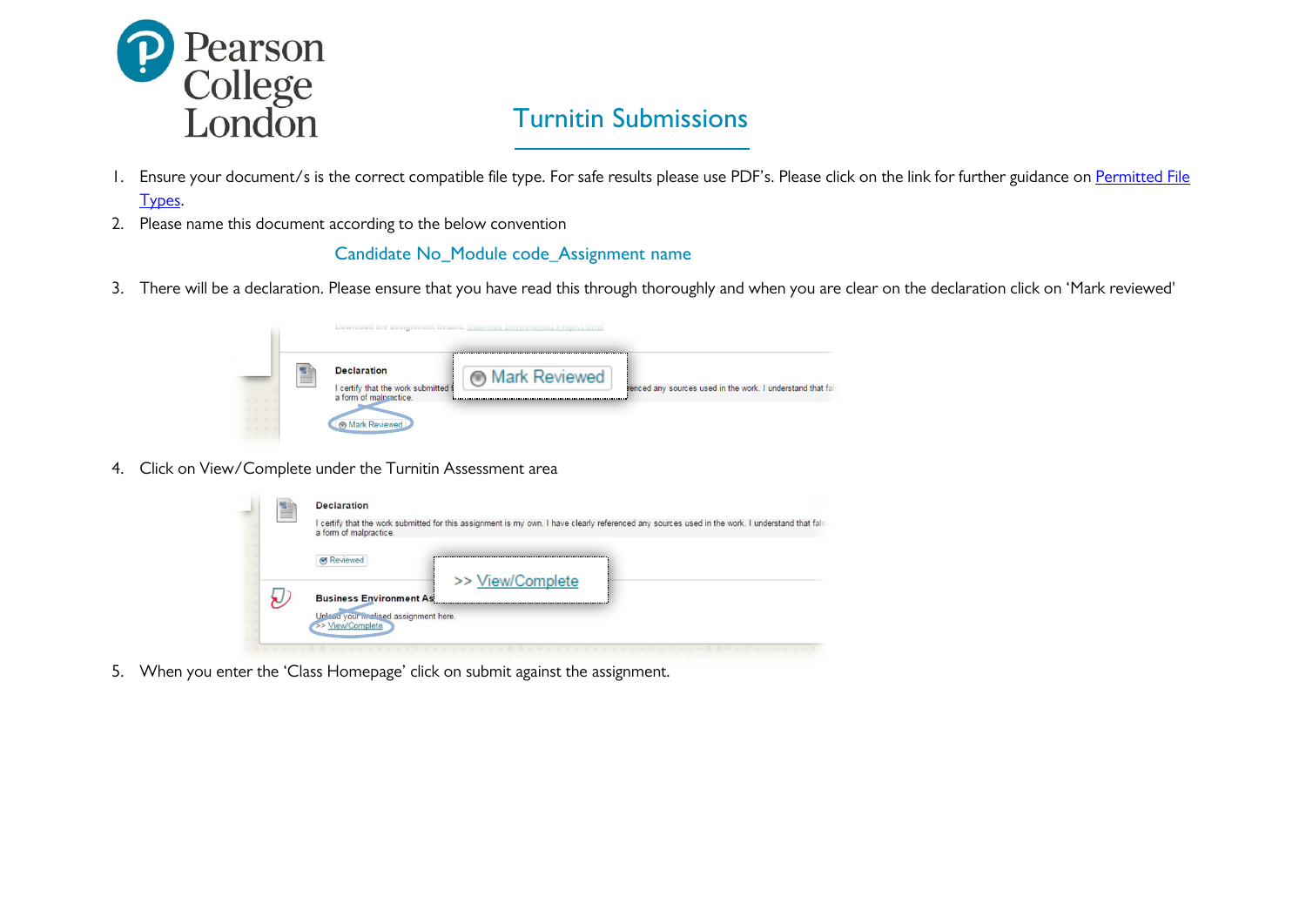# Turnitin Submissions

1. Ensure your document/s is the correct compatible file type. For safe results please use PDF's. Please click on the link for further guidance on [Permitted File Types](#).
2. Please name this document according to the below convention

   Candidate No_Module code_Assignment name

3. There will be a declaration. Please ensure that you have read this through thoroughly and when you are clear on the declaration click on 'Mark reviewed'
4. Click on View/Complete under the Turnitin Assessment area
5. When you enter the 'Class Homepage' click on submit against the assignment.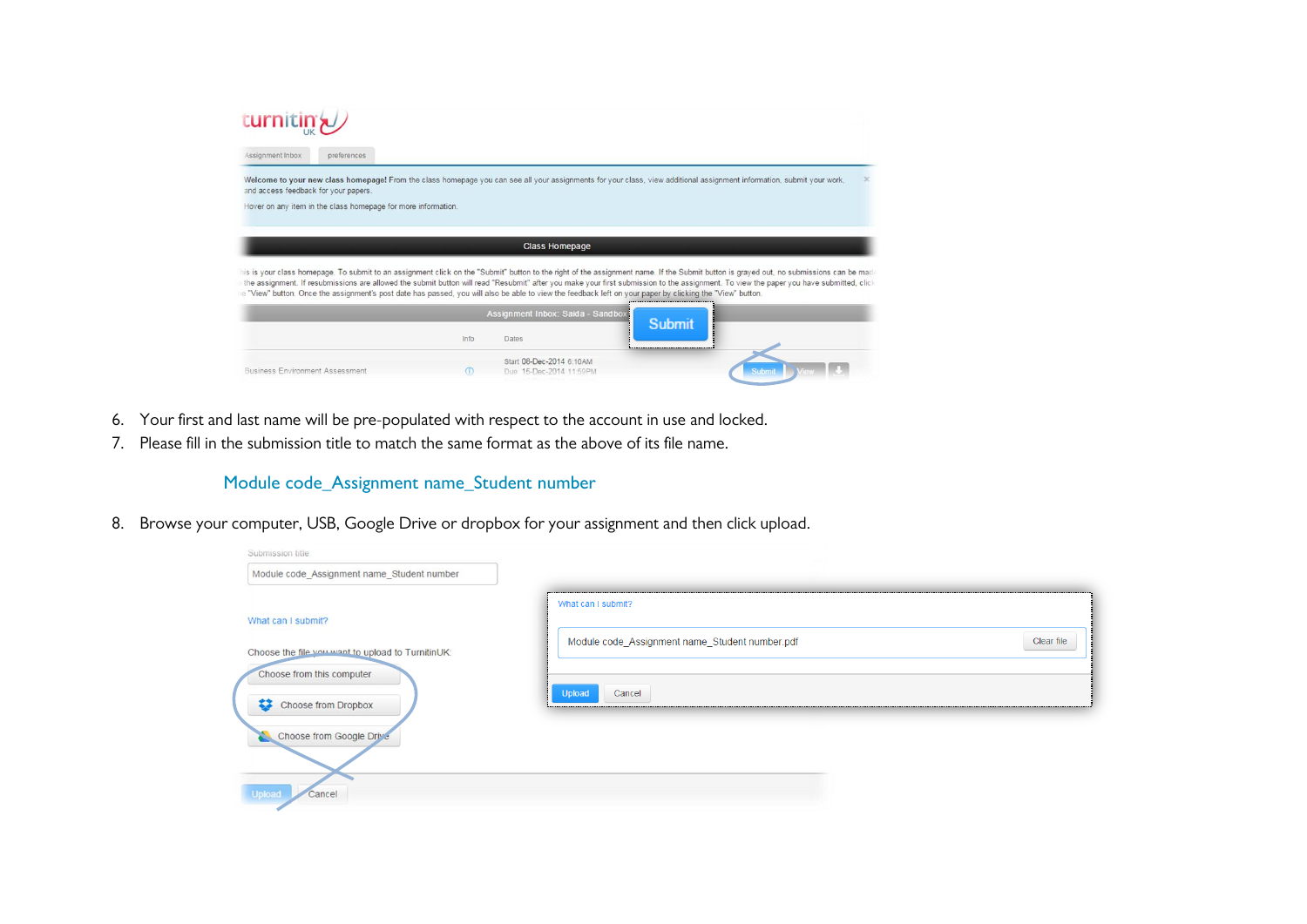6. Your first and last name will be pre-populated with respect to the account in use and locked.
7. Please fill in the submission title to match the same format as the above of its file name.

   Module code_Assignment name_Student number

8. Browse your computer, USB, Google Drive or dropbox for your assignment and then click upload.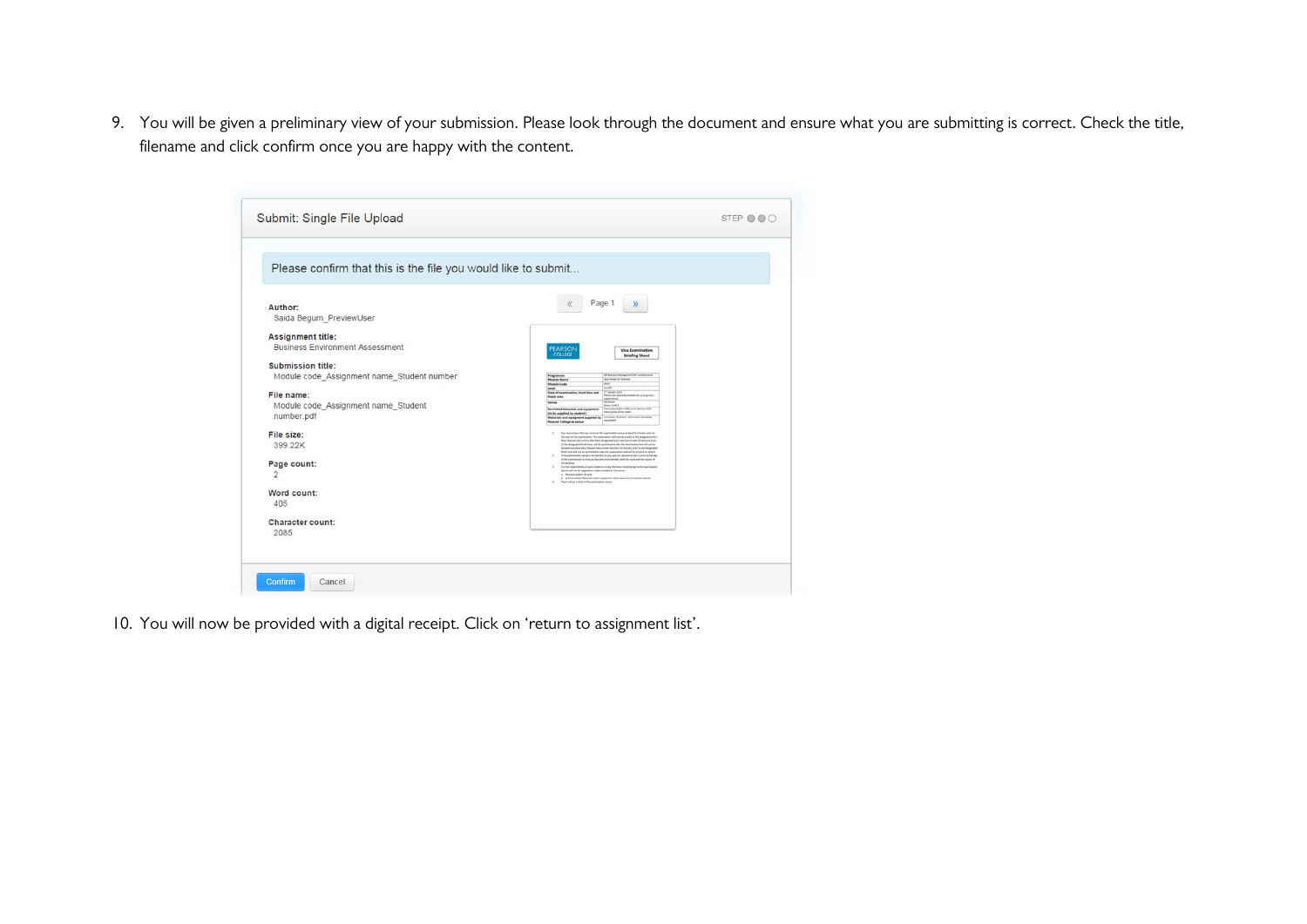9. You will be given a preliminary view of your submission. Please look through the document and ensure what you are submitting is correct. Check the title, filename and click confirm once you are happy with the content.

Submit: Single File Upload

Please confirm that this is the file you would like to submit...

**Author:**
Saida Begum_PreviewUser

**Assignment title:**
Business Environment Assessment

**Submission title:**
Module code_Assignment name_Student number

**File name:**
Module code_Assignment name_Student number.pdf

**File size:**
399.22K

**Page count:**
2

**Word count:**
405

**Character count:**
2085

Confirm Cancel

10. You will now be provided with a digital receipt. Click on 'return to assignment list'.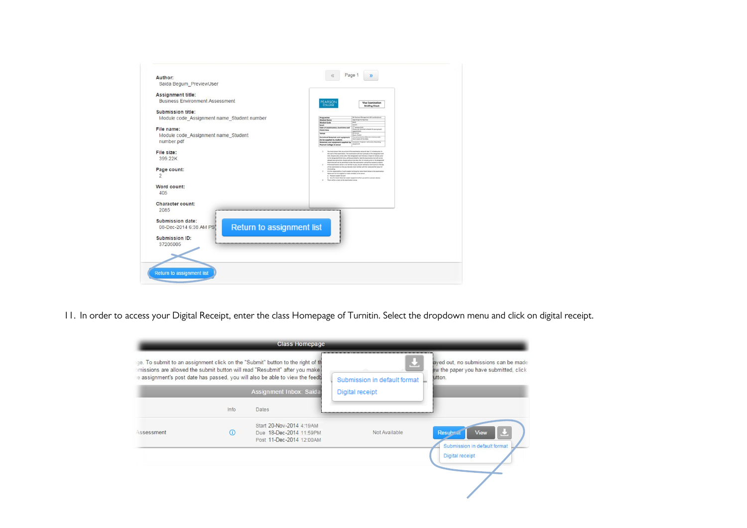Author:
Saida Begum_PreviewUser

Assignment title:
Business Environment Assessment

Submission title:
Module code_Assignment name_Student number

File name:
Module code_Assignment name_Student number.pdf

File size:
399.22K

Page count:
2

Word count:
405

Character count:
2085

Submission date:
08-Dec-2014 6:38 AM PST

Submission ID:
37205005

Return to assignment list

11. In order to access your Digital Receipt, enter the class Homepage of Turnitin. Select the dropdown menu and click on digital receipt.

Class Homepage

Submission in default format
Digital receipt

Assignment Inbox

| | Info | Dates | | |
|---|---|---|---|---|
| Assessment | ⓘ | Start 20-Nov-2014 4:19AM<br>Due 18-Dec-2014 11:59PM<br>Post 11-Dec-2014 12:00AM | Not Available | Resubmit View |

Submission in default format
Digital receipt